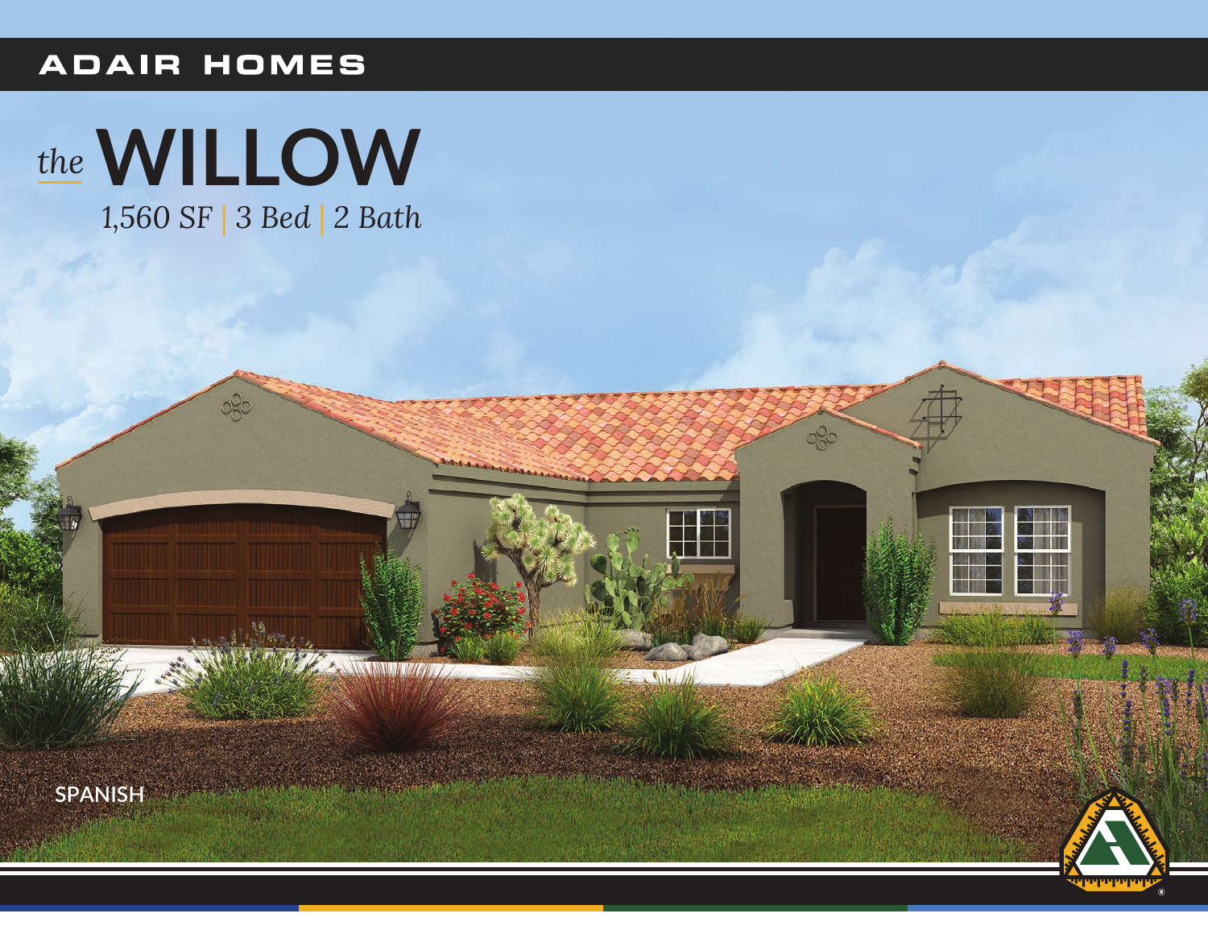ADAIR HOMES

# *the* WILLOW

*1,560 SF | 3 Bed | 2 Bath*

SPANISH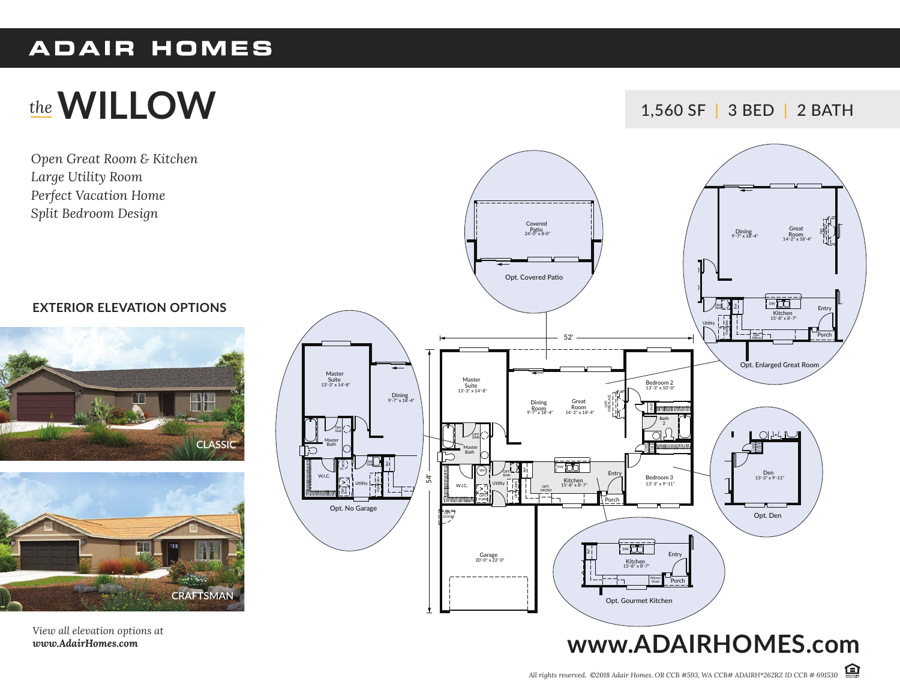# ADAIR HOMES

# *the* WILLOW

1,560 SF | 3 BED | 2 BATH

*Open Great Room & Kitchen*
*Large Utility Room*
*Perfect Vacation Home*
*Split Bedroom Design*

## EXTERIOR ELEVATION OPTIONS

CLASSIC

CRAFTSMAN

*View all elevation options at*
***www.AdairHomes.com***

Covered Patio
24'-0" x 8'-0"

Opt. Covered Patio

Dining
9'-7" x 18'-4"

Great Room
14'-2" x 18'-4"

Opt. Fireplace

Opt. Sink

Ref

DW

Kitchen
15'-8" x 8'-7"

Entry

Utility

Opt. Cabs

Opt. Micro

Porch

Opt. Enlarged Great Room

52'

54'

Master Suite
13'-3" x 14'-8"

Dining
9'-7" x 18'-4"

Opt. Sink

Master Bath

W.I.C.

WH

Opt. Sink

Ref

Utility

Opt. Furn

Opt. Cabs

Opt. No Garage

Master Suite
13'-3" x 14'-8"

Dining Room
9'-7" x 18'-4"

Great Room
14'-2" x 18'-4"

Opt. Fireplace

Bedroom 2
13'-3" x 10'-0"

Linen

Bath 2

Linen

Opt. Sink

Master Bath

W.I.C.

WH

Opt. Sink

Utility

Opt. Cabs

Opt. Furn

Ref

DW

Kitchen
15'-8" x 8'-7"

Opt. Micro

Entry

Porch

Bedroom 3
13'-3" x 9'-11"

Opt. Door

Garage
20'-0" x 22'-0"

Linen

Den
13'-3" x 9'-11"

Opt. Den

Ref

DW

Kitchen
15'-8" x 8'-7"

Entry

Micro/Oven

Porch

Opt. Gourmet Kitchen

# www.ADAIRHOMES.com

*All rights reserved. ©2018 Adair Homes. OR CCB #593, WA CCB# ADAIRH*262RZ ID CCB # 691530*